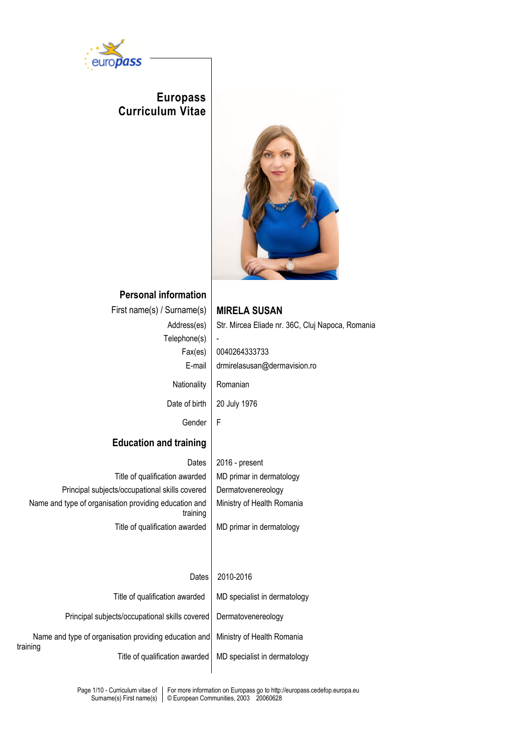# Europass Curriculum Vitae

## Personal information

| | |
|---|---|
| First name(s) / Surname(s) | **MIRELA SUSAN** |
| Address(es) | Str. Mircea Eliade nr. 36C, Cluj Napoca, Romania |
| Telephone(s) | - |
| Fax(es) | 0040264333733 |
| E-mail | drmirelasusan@dermavision.ro |
| Nationality | Romanian |
| Date of birth | 20 July 1976 |
| Gender | F |

## Education and training

| | |
|---|---|
| Dates | 2016 - present |
| Title of qualification awarded | MD primar in dermatology |
| Principal subjects/occupational skills covered | Dermatovenereology |
| Name and type of organisation providing education and training | Ministry of Health Romania |
| Title of qualification awarded | MD primar in dermatology |

| | |
|---|---|
| Dates | 2010-2016 |
| Title of qualification awarded | MD specialist in dermatology |
| Principal subjects/occupational skills covered | Dermatovenereology |
| Name and type of organisation providing education and training | Ministry of Health Romania |
| Title of qualification awarded | MD specialist in dermatology |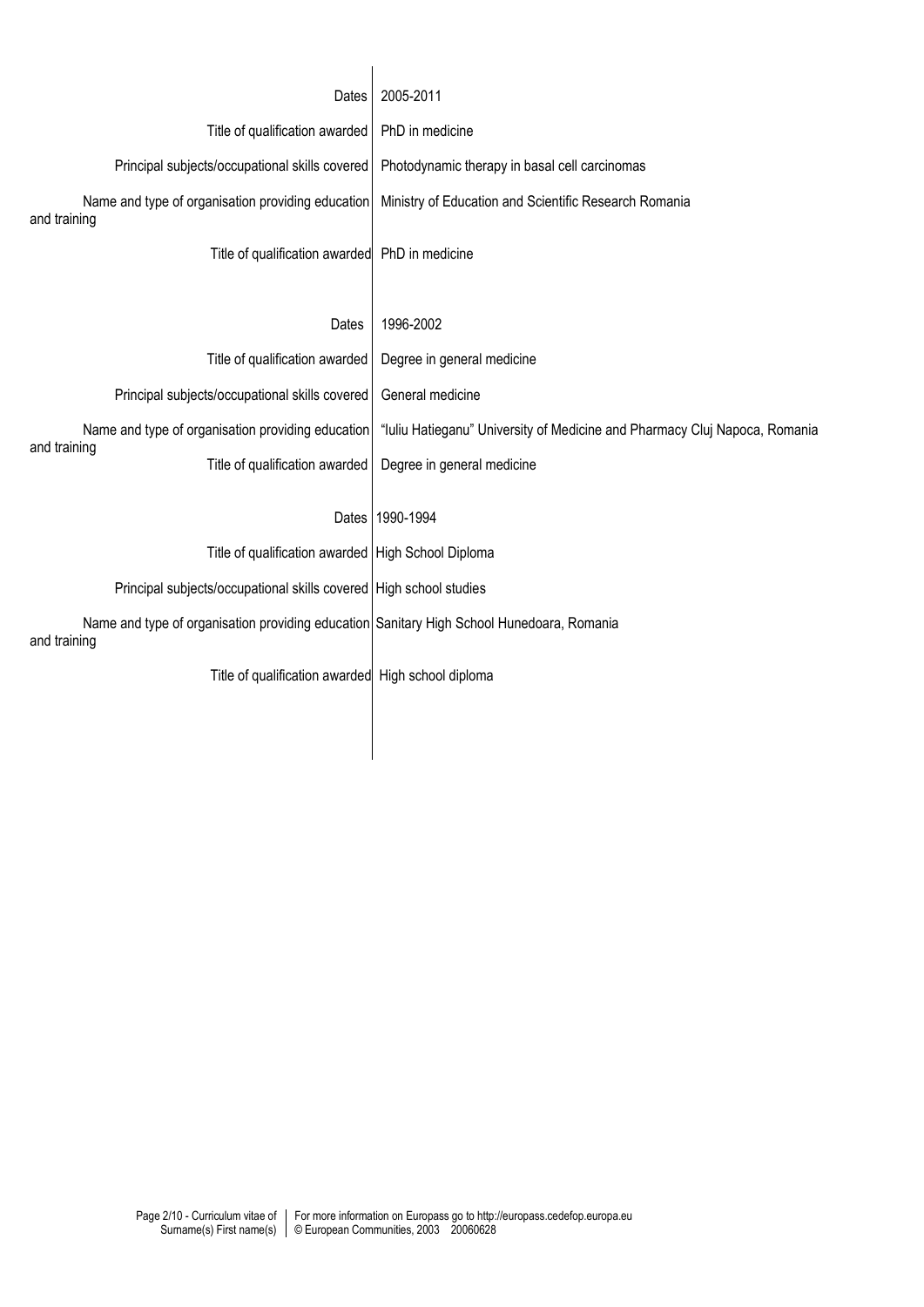| | |
|---|---|
| Dates | 2005-2011 |
| Title of qualification awarded | PhD in medicine |
| Principal subjects/occupational skills covered | Photodynamic therapy in basal cell carcinomas |
| Name and type of organisation providing education and training | Ministry of Education and Scientific Research Romania |
| Title of qualification awarded | PhD in medicine |
| | |
| Dates | 1996-2002 |
| Title of qualification awarded | Degree in general medicine |
| Principal subjects/occupational skills covered | General medicine |
| Name and type of organisation providing education and training | "Iuliu Hatieganu" University of Medicine and Pharmacy Cluj Napoca, Romania |
| Title of qualification awarded | Degree in general medicine |
| | |
| Dates | 1990-1994 |
| Title of qualification awarded | High School Diploma |
| Principal subjects/occupational skills covered | High school studies |
| Name and type of organisation providing education and training | Sanitary High School Hunedoara, Romania |
| Title of qualification awarded | High school diploma |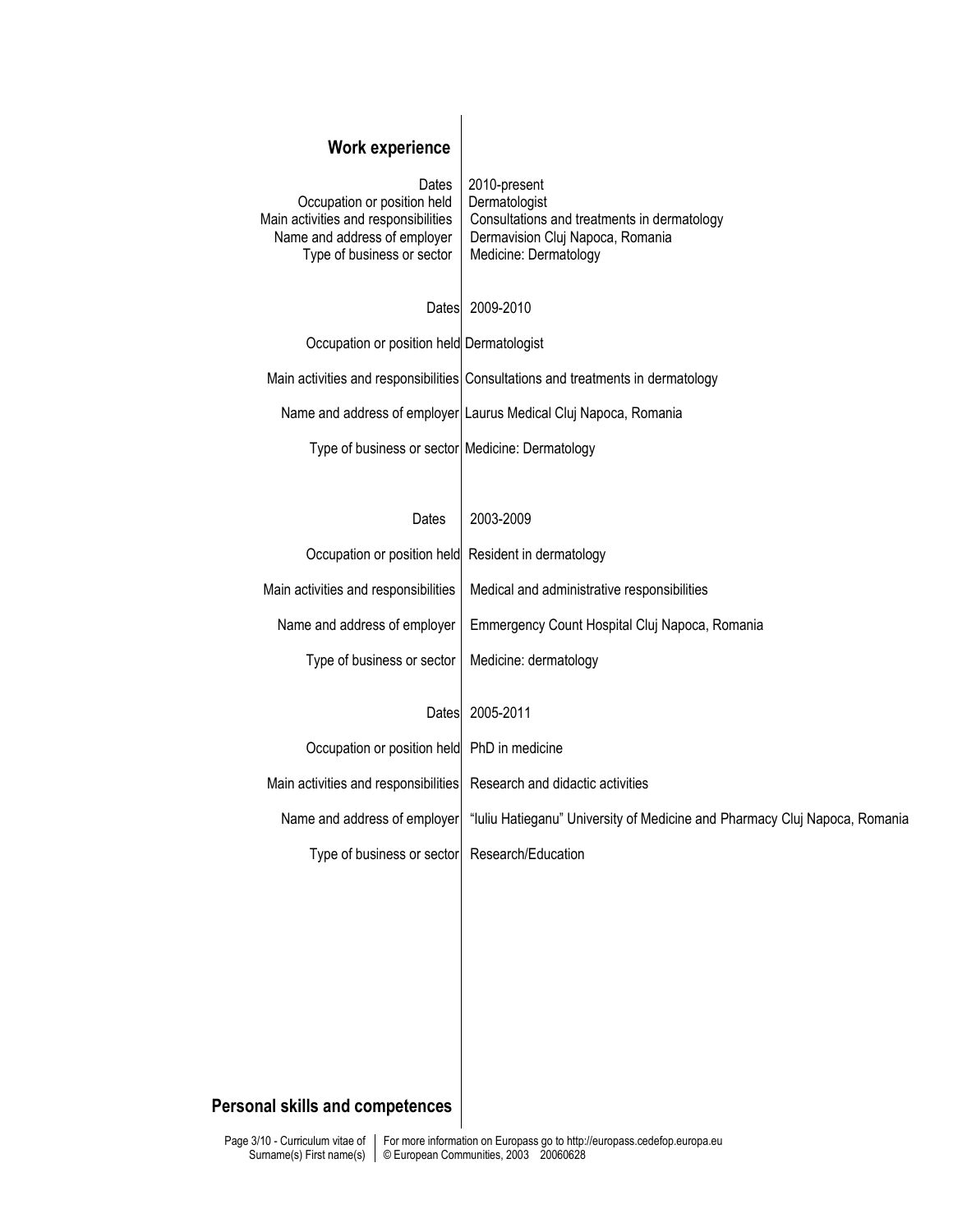## Work experience

| | |
|---|---|
| Dates | 2010-present |
| Occupation or position held | Dermatologist |
| Main activities and responsibilities | Consultations and treatments in dermatology |
| Name and address of employer | Dermavision Cluj Napoca, Romania |
| Type of business or sector | Medicine: Dermatology |

| | |
|---|---|
| Dates | 2009-2010 |
| Occupation or position held | Dermatologist |
| Main activities and responsibilities | Consultations and treatments in dermatology |
| Name and address of employer | Laurus Medical Cluj Napoca, Romania |
| Type of business or sector | Medicine: Dermatology |

| | |
|---|---|
| Dates | 2003-2009 |
| Occupation or position held | Resident in dermatology |
| Main activities and responsibilities | Medical and administrative responsibilities |
| Name and address of employer | Emmergency Count Hospital Cluj Napoca, Romania |
| Type of business or sector | Medicine: dermatology |

| | |
|---|---|
| Dates | 2005-2011 |
| Occupation or position held | PhD in medicine |
| Main activities and responsibilities | Research and didactic activities |
| Name and address of employer | "Iuliu Hatieganu" University of Medicine and Pharmacy Cluj Napoca, Romania |
| Type of business or sector | Research/Education |

## Personal skills and competences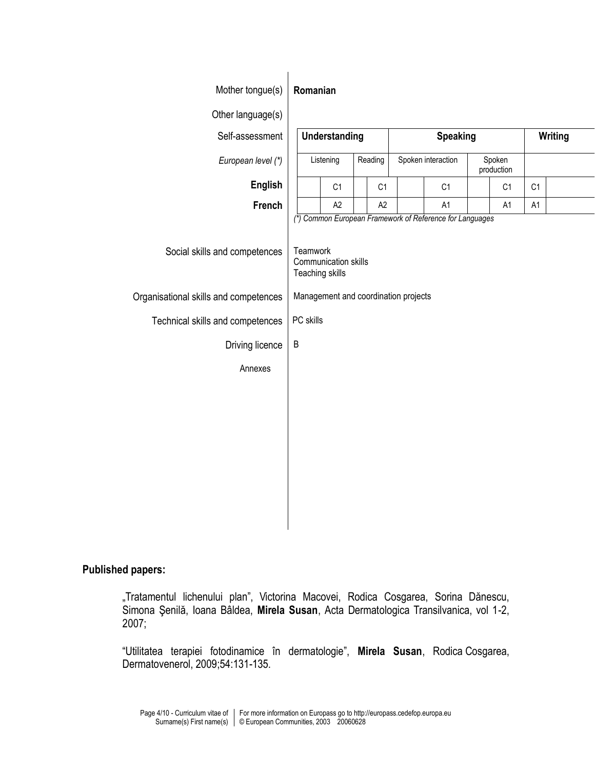Mother tongue(s) **Romanian**

Other language(s)

| Self-assessment | Understanding | | | | Speaking | | | | Writing | |
|---|---|---|---|---|---|---|---|---|---|---|
| *European level (\*)* | Listening | | Reading | | Spoken interaction | | Spoken production | | | |
| **English** | | C1 | | C1 | | C1 | | C1 | C1 | |
| **French** | | A2 | | A2 | | A1 | | A1 | A1 | |

*(\*) Common European Framework of Reference for Languages*

Social skills and competences
Teamwork
Communication skills
Teaching skills

Organisational skills and competences
Management and coordination projects

Technical skills and competences
PC skills

Driving licence
B

Annexes

**Published papers:**

„Tratamentul lichenului plan", Victorina Macovei, Rodica Cosgarea, Sorina Dănescu, Simona Şenilă, Ioana Bâldea, **Mirela Susan**, Acta Dermatologica Transilvanica, vol 1-2, 2007;

"Utilitatea terapiei fotodinamice în dermatologie", **Mirela Susan**, Rodica Cosgarea, Dermatovenerol, 2009;54:131-135.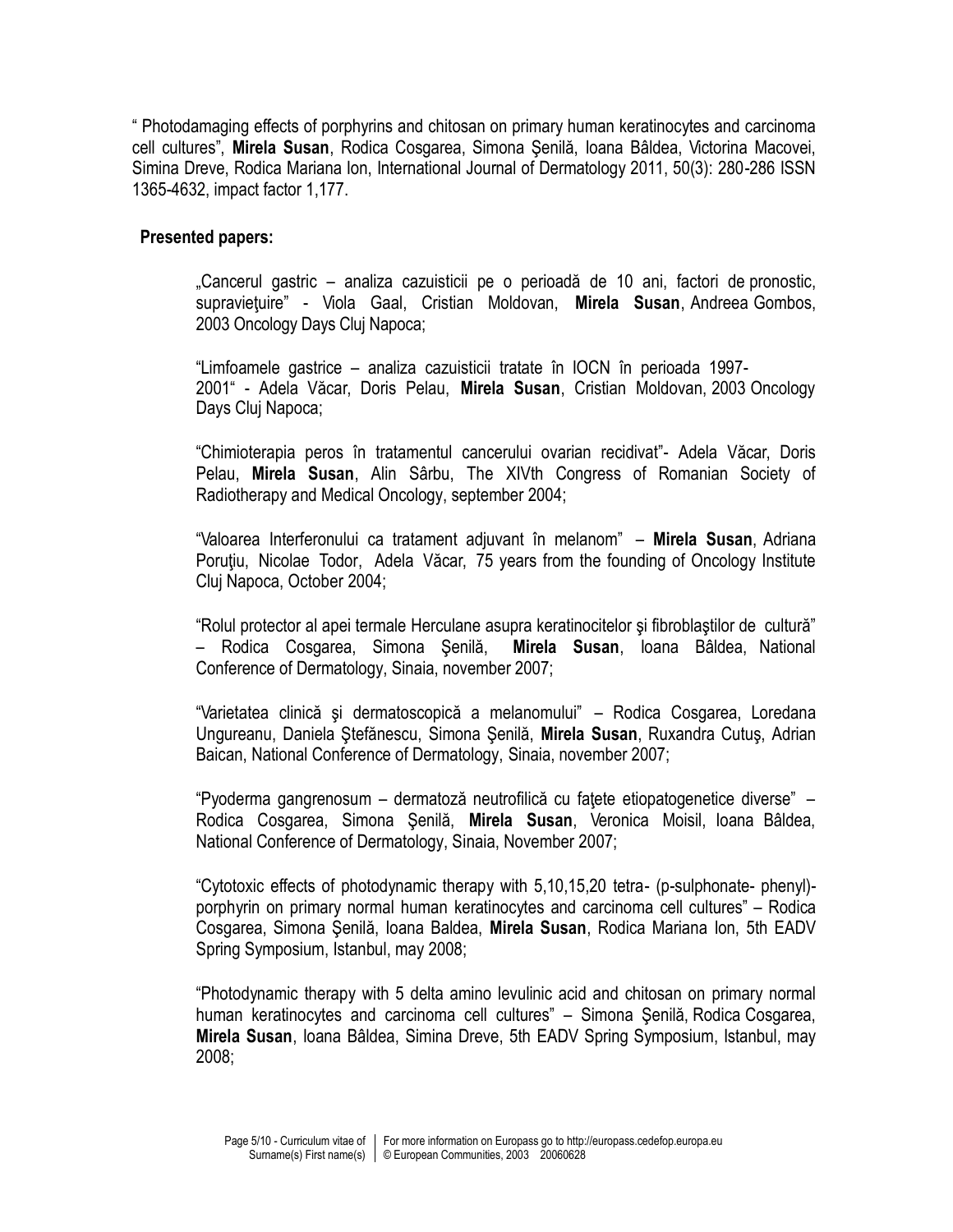" Photodamaging effects of porphyrins and chitosan on primary human keratinocytes and carcinoma cell cultures", **Mirela Susan**, Rodica Cosgarea, Simona Şenilă, Ioana Bâldea, Victorina Macovei, Simina Dreve, Rodica Mariana Ion, International Journal of Dermatology 2011, 50(3): 280-286 ISSN 1365-4632, impact factor 1,177.

**Presented papers:**

„Cancerul gastric – analiza cazuisticii pe o perioadă de 10 ani, factori de pronostic, supravieţuire" - Viola Gaal, Cristian Moldovan, **Mirela Susan**, Andreea Gombos, 2003 Oncology Days Cluj Napoca;

"Limfoamele gastrice – analiza cazuisticii tratate în IOCN în perioada 1997-2001" - Adela Văcar, Doris Pelau, **Mirela Susan**, Cristian Moldovan, 2003 Oncology Days Cluj Napoca;

"Chimioterapia peros în tratamentul cancerului ovarian recidivat"- Adela Văcar, Doris Pelau, **Mirela Susan**, Alin Sârbu, The XIVth Congress of Romanian Society of Radiotherapy and Medical Oncology, september 2004;

"Valoarea Interferonului ca tratament adjuvant în melanom" – **Mirela Susan**, Adriana Poruţiu, Nicolae Todor, Adela Văcar, 75 years from the founding of Oncology Institute Cluj Napoca, October 2004;

"Rolul protector al apei termale Herculane asupra keratinocitelor şi fibroblaştilor de cultură" – Rodica Cosgarea, Simona Şenilă, **Mirela Susan**, Ioana Bâldea, National Conference of Dermatology, Sinaia, november 2007;

"Varietatea clinică şi dermatoscopică a melanomului" – Rodica Cosgarea, Loredana Ungureanu, Daniela Ştefănescu, Simona Şenilă, **Mirela Susan**, Ruxandra Cutuş, Adrian Baican, National Conference of Dermatology, Sinaia, november 2007;

"Pyoderma gangrenosum – dermatoză neutrofilică cu faţete etiopatogenetice diverse" – Rodica Cosgarea, Simona Şenilă, **Mirela Susan**, Veronica Moisil, Ioana Bâldea, National Conference of Dermatology, Sinaia, November 2007;

"Cytotoxic effects of photodynamic therapy with 5,10,15,20 tetra- (p-sulphonate- phenyl)-porphyrin on primary normal human keratinocytes and carcinoma cell cultures" – Rodica Cosgarea, Simona Şenilă, Ioana Baldea, **Mirela Susan**, Rodica Mariana Ion, 5th EADV Spring Symposium, Istanbul, may 2008;

"Photodynamic therapy with 5 delta amino levulinic acid and chitosan on primary normal human keratinocytes and carcinoma cell cultures" – Simona Şenilă, Rodica Cosgarea, **Mirela Susan**, Ioana Bâldea, Simina Dreve, 5th EADV Spring Symposium, Istanbul, may 2008;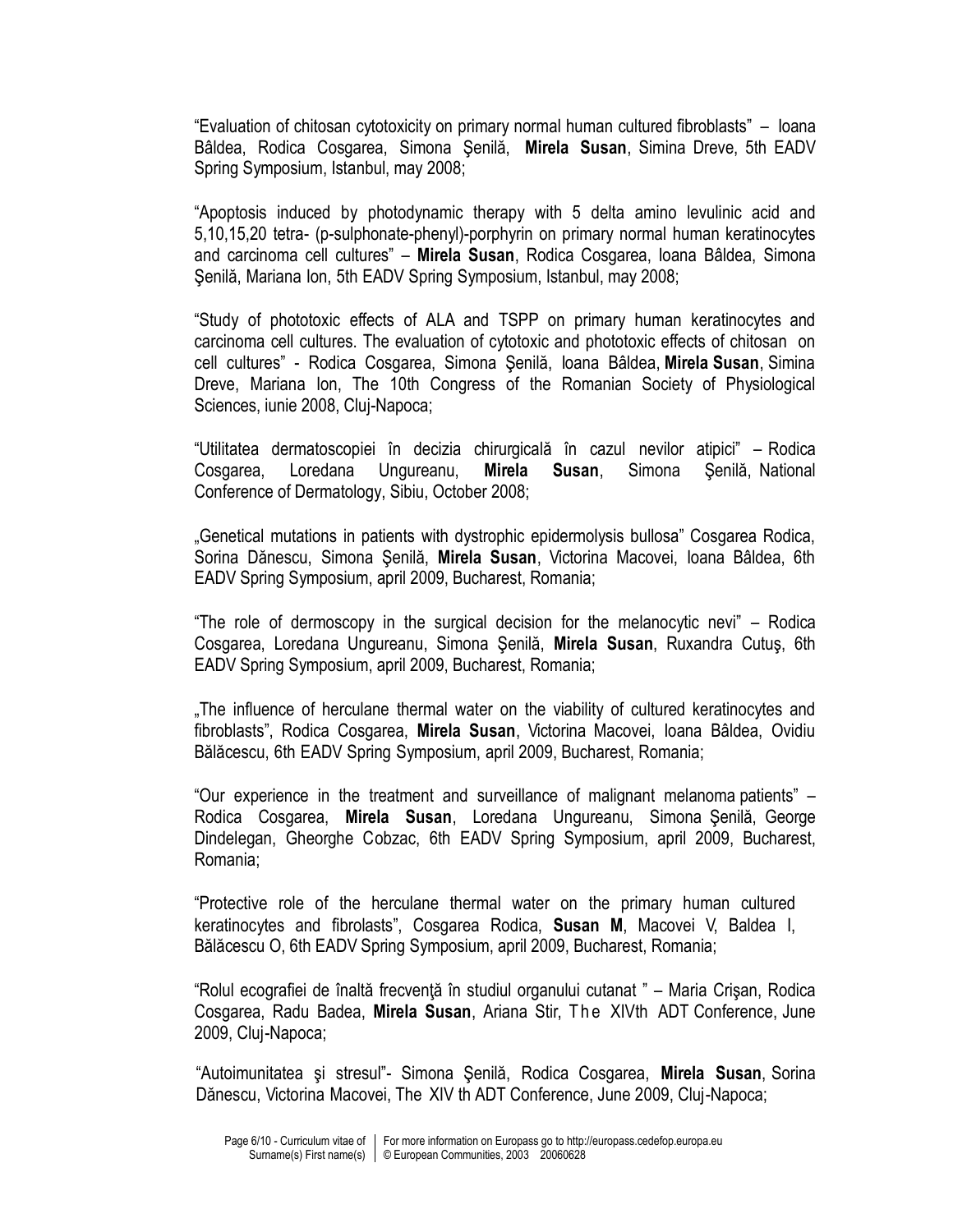"Evaluation of chitosan cytotoxicity on primary normal human cultured fibroblasts" – Ioana Bâldea, Rodica Cosgarea, Simona Şenilă, **Mirela Susan**, Simina Dreve, 5th EADV Spring Symposium, Istanbul, may 2008;

"Apoptosis induced by photodynamic therapy with 5 delta amino levulinic acid and 5,10,15,20 tetra- (p-sulphonate-phenyl)-porphyrin on primary normal human keratinocytes and carcinoma cell cultures" – **Mirela Susan**, Rodica Cosgarea, Ioana Bâldea, Simona Şenilă, Mariana Ion, 5th EADV Spring Symposium, Istanbul, may 2008;

"Study of phototoxic effects of ALA and TSPP on primary human keratinocytes and carcinoma cell cultures. The evaluation of cytotoxic and phototoxic effects of chitosan on cell cultures" - Rodica Cosgarea, Simona Şenilă, Ioana Bâldea, **Mirela Susan**, Simina Dreve, Mariana Ion, The 10th Congress of the Romanian Society of Physiological Sciences, iunie 2008, Cluj-Napoca;

"Utilitatea dermatoscopiei în decizia chirurgicală în cazul nevilor atipici" – Rodica Cosgarea, Loredana Ungureanu, **Mirela Susan**, Simona Şenilă, National Conference of Dermatology, Sibiu, October 2008;

„Genetical mutations in patients with dystrophic epidermolysis bullosa" Cosgarea Rodica, Sorina Dănescu, Simona Şenilă, **Mirela Susan**, Victorina Macovei, Ioana Bâldea, 6th EADV Spring Symposium, april 2009, Bucharest, Romania;

"The role of dermoscopy in the surgical decision for the melanocytic nevi" – Rodica Cosgarea, Loredana Ungureanu, Simona Şenilă, **Mirela Susan**, Ruxandra Cutuş, 6th EADV Spring Symposium, april 2009, Bucharest, Romania;

„The influence of herculane thermal water on the viability of cultured keratinocytes and fibroblasts", Rodica Cosgarea, **Mirela Susan**, Victorina Macovei, Ioana Bâldea, Ovidiu Bălăcescu, 6th EADV Spring Symposium, april 2009, Bucharest, Romania;

"Our experience in the treatment and surveillance of malignant melanoma patients" – Rodica Cosgarea, **Mirela Susan**, Loredana Ungureanu, Simona Şenilă, George Dindelegan, Gheorghe Cobzac, 6th EADV Spring Symposium, april 2009, Bucharest, Romania;

"Protective role of the herculane thermal water on the primary human cultured keratinocytes and fibrolasts", Cosgarea Rodica, **Susan M**, Macovei V, Baldea I, Bălăcescu O, 6th EADV Spring Symposium, april 2009, Bucharest, Romania;

"Rolul ecografiei de înaltă frecvenţă în studiul organului cutanat " – Maria Crişan, Rodica Cosgarea, Radu Badea, **Mirela Susan**, Ariana Stir, The XIVth ADT Conference, June 2009, Cluj-Napoca;

"Autoimunitatea şi stresul"- Simona Şenilă, Rodica Cosgarea, **Mirela Susan**, Sorina Dănescu, Victorina Macovei, The XIV th ADT Conference, June 2009, Cluj-Napoca;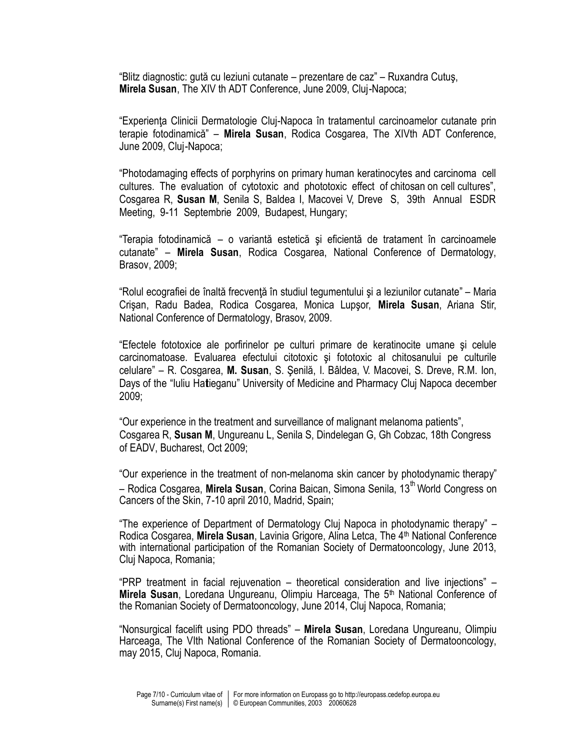“Blitz diagnostic: gută cu leziuni cutanate – prezentare de caz” – Ruxandra Cutuş, **Mirela Susan**, The XIV th ADT Conference, June 2009, Cluj-Napoca;

“Experienţa Clinicii Dermatologie Cluj-Napoca în tratamentul carcinoamelor cutanate prin terapie fotodinamică” – **Mirela Susan**, Rodica Cosgarea, The XIVth ADT Conference, June 2009, Cluj-Napoca;

“Photodamaging effects of porphyrins on primary human keratinocytes and carcinoma cell cultures. The evaluation of cytotoxic and phototoxic effect of chitosan on cell cultures”, Cosgarea R, **Susan M**, Senila S, Baldea I, Macovei V, Dreve S, 39th Annual ESDR Meeting, 9-11 Septembrie 2009, Budapest, Hungary;

“Terapia fotodinamică – o variantă estetică şi eficientă de tratament în carcinoamele cutanate” – **Mirela Susan**, Rodica Cosgarea, National Conference of Dermatology, Brasov, 2009;

“Rolul ecografiei de înaltă frecvenţă în studiul tegumentului şi a leziunilor cutanate” – Maria Crişan, Radu Badea, Rodica Cosgarea, Monica Lupşor, **Mirela Susan**, Ariana Stir, National Conference of Dermatology, Brasov, 2009.

“Efectele fototoxice ale porfirinelor pe culturi primare de keratinocite umane şi celule carcinomatoase. Evaluarea efectului citotoxic şi fototoxic al chitosanului pe culturile celulare” – R. Cosgarea, **M. Susan**, S. Şenilă, I. Bâldea, V. Macovei, S. Dreve, R.M. Ion, Days of the “Iuliu Ha**t**ieganu” University of Medicine and Pharmacy Cluj Napoca december 2009;

“Our experience in the treatment and surveillance of malignant melanoma patients”, Cosgarea R, **Susan M**, Ungureanu L, Senila S, Dindelegan G, Gh Cobzac, 18th Congress of EADV, Bucharest, Oct 2009;

“Our experience in the treatment of non-melanoma skin cancer by photodynamic therapy” – Rodica Cosgarea, **Mirela Susan**, Corina Baican, Simona Senila, 13th World Congress on Cancers of the Skin, 7-10 april 2010, Madrid, Spain;

“The experience of Department of Dermatology Cluj Napoca in photodynamic therapy” – Rodica Cosgarea, **Mirela Susan**, Lavinia Grigore, Alina Letca, The 4th National Conference with international participation of the Romanian Society of Dermatooncology, June 2013, Cluj Napoca, Romania;

“PRP treatment in facial rejuvenation – theoretical consideration and live injections” – **Mirela Susan**, Loredana Ungureanu, Olimpiu Harceaga, The 5th National Conference of the Romanian Society of Dermatooncology, June 2014, Cluj Napoca, Romania;

“Nonsurgical facelift using PDO threads” – **Mirela Susan**, Loredana Ungureanu, Olimpiu Harceaga, The VIth National Conference of the Romanian Society of Dermatooncology, may 2015, Cluj Napoca, Romania.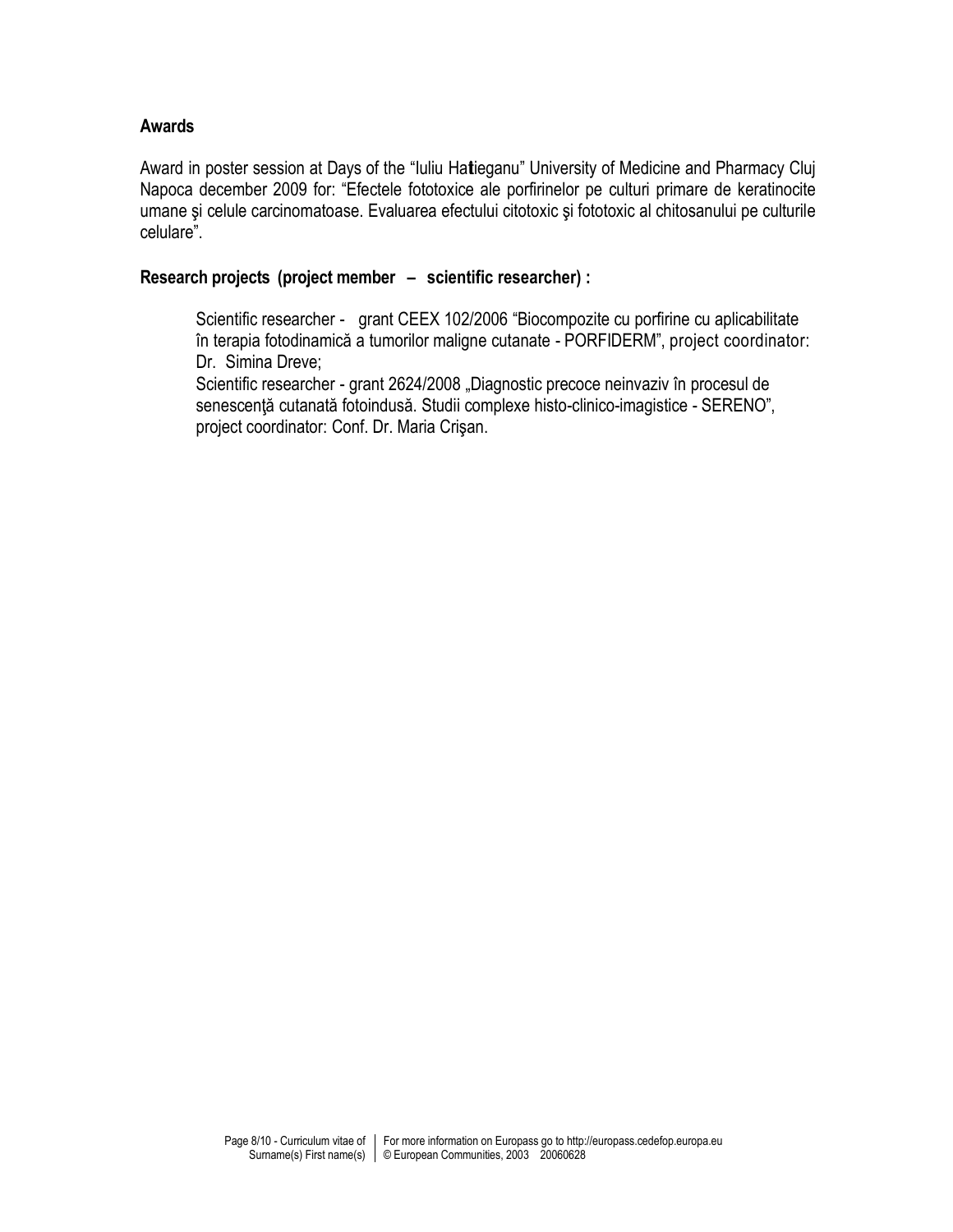**Awards**

Award in poster session at Days of the "Iuliu Hatieganu" University of Medicine and Pharmacy Cluj Napoca december 2009 for: "Efectele fototoxice ale porfirinelor pe culturi primare de keratinocite umane şi celule carcinomatoase. Evaluarea efectului citotoxic şi fototoxic al chitosanului pe culturile celulare".

**Research projects (project member – scientific researcher) :**

Scientific researcher - grant CEEX 102/2006 "Biocompozite cu porfirine cu aplicabilitate în terapia fotodinamică a tumorilor maligne cutanate - PORFIDERM", project coordinator: Dr. Simina Dreve;

Scientific researcher - grant 2624/2008 „Diagnostic precoce neinvaziv în procesul de senescenţă cutanată fotoindusă. Studii complexe histo-clinico-imagistice - SERENO", project coordinator: Conf. Dr. Maria Crişan.